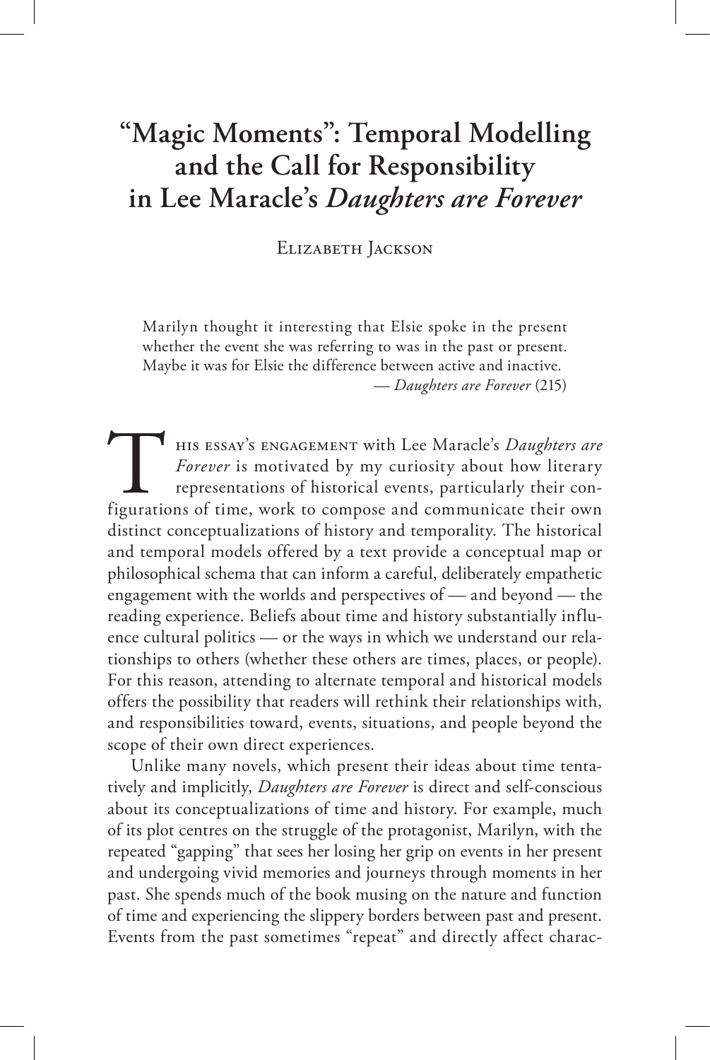# "Magic Moments": Temporal Modelling and the Call for Responsibility in Lee Maracle's *Daughters are Forever*

Elizabeth Jackson

> Marilyn thought it interesting that Elsie spoke in the present whether the event she was referring to was in the past or present. Maybe it was for Elsie the difference between active and inactive.
>
> — *Daughters are Forever* (215)

This essay's engagement with Lee Maracle's *Daughters are Forever* is motivated by my curiosity about how literary representations of historical events, particularly their configurations of time, work to compose and communicate their own distinct conceptualizations of history and temporality. The historical and temporal models offered by a text provide a conceptual map or philosophical schema that can inform a careful, deliberately empathetic engagement with the worlds and perspectives of — and beyond — the reading experience. Beliefs about time and history substantially influence cultural politics — or the ways in which we understand our relationships to others (whether these others are times, places, or people). For this reason, attending to alternate temporal and historical models offers the possibility that readers will rethink their relationships with, and responsibilities toward, events, situations, and people beyond the scope of their own direct experiences.

Unlike many novels, which present their ideas about time tentatively and implicitly, *Daughters are Forever* is direct and self-conscious about its conceptualizations of time and history. For example, much of its plot centres on the struggle of the protagonist, Marilyn, with the repeated "gapping" that sees her losing her grip on events in her present and undergoing vivid memories and journeys through moments in her past. She spends much of the book musing on the nature and function of time and experiencing the slippery borders between past and present. Events from the past sometimes "repeat" and directly affect charac-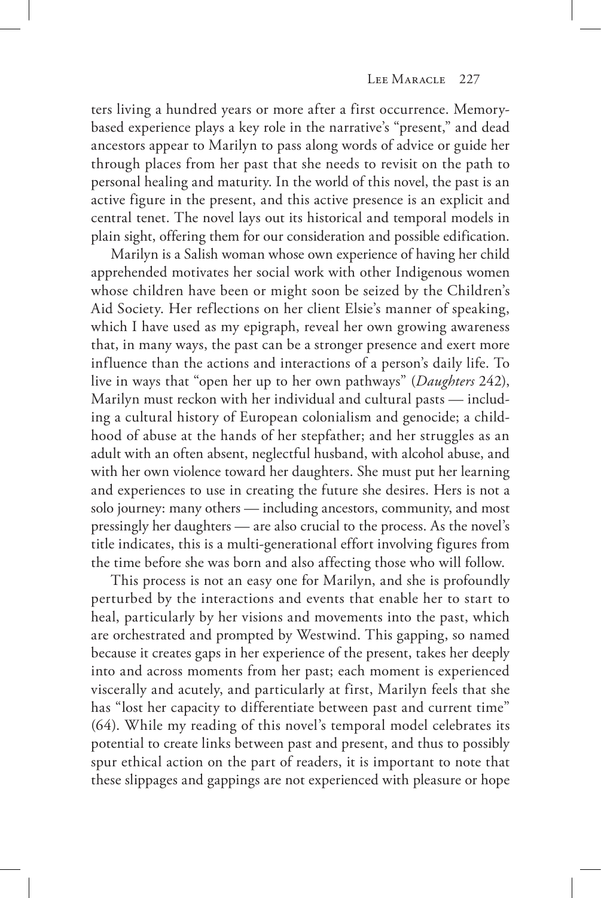ters living a hundred years or more after a first occurrence. Memory-based experience plays a key role in the narrative's "present," and dead ancestors appear to Marilyn to pass along words of advice or guide her through places from her past that she needs to revisit on the path to personal healing and maturity. In the world of this novel, the past is an active figure in the present, and this active presence is an explicit and central tenet. The novel lays out its historical and temporal models in plain sight, offering them for our consideration and possible edification.

Marilyn is a Salish woman whose own experience of having her child apprehended motivates her social work with other Indigenous women whose children have been or might soon be seized by the Children's Aid Society. Her reflections on her client Elsie's manner of speaking, which I have used as my epigraph, reveal her own growing awareness that, in many ways, the past can be a stronger presence and exert more influence than the actions and interactions of a person's daily life. To live in ways that "open her up to her own pathways" (*Daughters* 242), Marilyn must reckon with her individual and cultural pasts — including a cultural history of European colonialism and genocide; a childhood of abuse at the hands of her stepfather; and her struggles as an adult with an often absent, neglectful husband, with alcohol abuse, and with her own violence toward her daughters. She must put her learning and experiences to use in creating the future she desires. Hers is not a solo journey: many others — including ancestors, community, and most pressingly her daughters — are also crucial to the process. As the novel's title indicates, this is a multi-generational effort involving figures from the time before she was born and also affecting those who will follow.

This process is not an easy one for Marilyn, and she is profoundly perturbed by the interactions and events that enable her to start to heal, particularly by her visions and movements into the past, which are orchestrated and prompted by Westwind. This gapping, so named because it creates gaps in her experience of the present, takes her deeply into and across moments from her past; each moment is experienced viscerally and acutely, and particularly at first, Marilyn feels that she has "lost her capacity to differentiate between past and current time" (64). While my reading of this novel's temporal model celebrates its potential to create links between past and present, and thus to possibly spur ethical action on the part of readers, it is important to note that these slippages and gappings are not experienced with pleasure or hope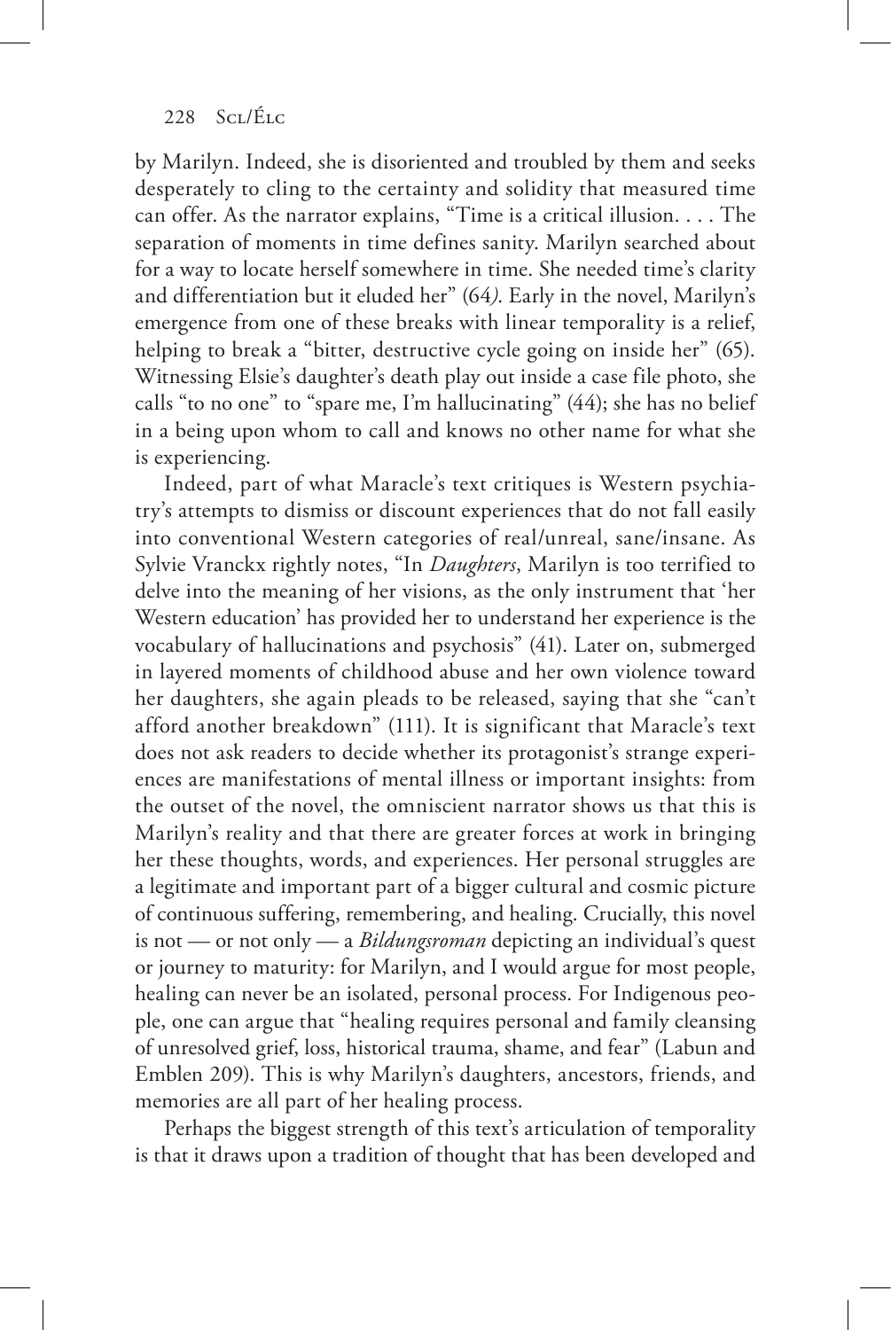by Marilyn. Indeed, she is disoriented and troubled by them and seeks desperately to cling to the certainty and solidity that measured time can offer. As the narrator explains, "Time is a critical illusion. . . . The separation of moments in time defines sanity. Marilyn searched about for a way to locate herself somewhere in time. She needed time's clarity and differentiation but it eluded her" (64). Early in the novel, Marilyn's emergence from one of these breaks with linear temporality is a relief, helping to break a "bitter, destructive cycle going on inside her" (65). Witnessing Elsie's daughter's death play out inside a case file photo, she calls "to no one" to "spare me, I'm hallucinating" (44); she has no belief in a being upon whom to call and knows no other name for what she is experiencing.

Indeed, part of what Maracle's text critiques is Western psychiatry's attempts to dismiss or discount experiences that do not fall easily into conventional Western categories of real/unreal, sane/insane. As Sylvie Vranckx rightly notes, "In *Daughters*, Marilyn is too terrified to delve into the meaning of her visions, as the only instrument that 'her Western education' has provided her to understand her experience is the vocabulary of hallucinations and psychosis" (41). Later on, submerged in layered moments of childhood abuse and her own violence toward her daughters, she again pleads to be released, saying that she "can't afford another breakdown" (111). It is significant that Maracle's text does not ask readers to decide whether its protagonist's strange experiences are manifestations of mental illness or important insights: from the outset of the novel, the omniscient narrator shows us that this is Marilyn's reality and that there are greater forces at work in bringing her these thoughts, words, and experiences. Her personal struggles are a legitimate and important part of a bigger cultural and cosmic picture of continuous suffering, remembering, and healing. Crucially, this novel is not — or not only — a *Bildungsroman* depicting an individual's quest or journey to maturity: for Marilyn, and I would argue for most people, healing can never be an isolated, personal process. For Indigenous people, one can argue that "healing requires personal and family cleansing of unresolved grief, loss, historical trauma, shame, and fear" (Labun and Emblen 209). This is why Marilyn's daughters, ancestors, friends, and memories are all part of her healing process.

Perhaps the biggest strength of this text's articulation of temporality is that it draws upon a tradition of thought that has been developed and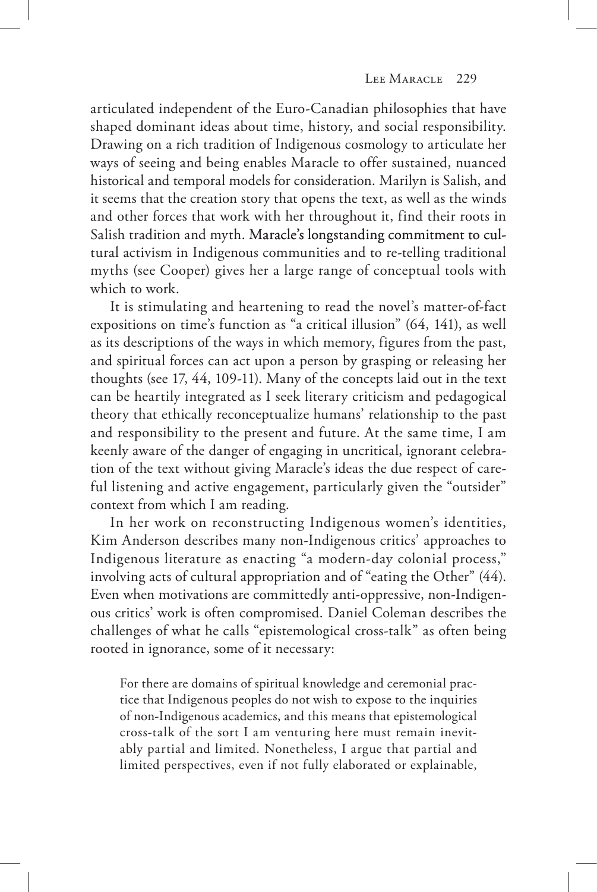articulated independent of the Euro-Canadian philosophies that have shaped dominant ideas about time, history, and social responsibility. Drawing on a rich tradition of Indigenous cosmology to articulate her ways of seeing and being enables Maracle to offer sustained, nuanced historical and temporal models for consideration. Marilyn is Salish, and it seems that the creation story that opens the text, as well as the winds and other forces that work with her throughout it, find their roots in Salish tradition and myth. Maracle's longstanding commitment to cultural activism in Indigenous communities and to re-telling traditional myths (see Cooper) gives her a large range of conceptual tools with which to work.

It is stimulating and heartening to read the novel's matter-of-fact expositions on time's function as "a critical illusion" (64, 141), as well as its descriptions of the ways in which memory, figures from the past, and spiritual forces can act upon a person by grasping or releasing her thoughts (see 17, 44, 109-11). Many of the concepts laid out in the text can be heartily integrated as I seek literary criticism and pedagogical theory that ethically reconceptualize humans' relationship to the past and responsibility to the present and future. At the same time, I am keenly aware of the danger of engaging in uncritical, ignorant celebration of the text without giving Maracle's ideas the due respect of careful listening and active engagement, particularly given the "outsider" context from which I am reading.

In her work on reconstructing Indigenous women's identities, Kim Anderson describes many non-Indigenous critics' approaches to Indigenous literature as enacting "a modern-day colonial process," involving acts of cultural appropriation and of "eating the Other" (44). Even when motivations are committedly anti-oppressive, non-Indigenous critics' work is often compromised. Daniel Coleman describes the challenges of what he calls "epistemological cross-talk" as often being rooted in ignorance, some of it necessary:

> For there are domains of spiritual knowledge and ceremonial practice that Indigenous peoples do not wish to expose to the inquiries of non-Indigenous academics, and this means that epistemological cross-talk of the sort I am venturing here must remain inevitably partial and limited. Nonetheless, I argue that partial and limited perspectives, even if not fully elaborated or explainable,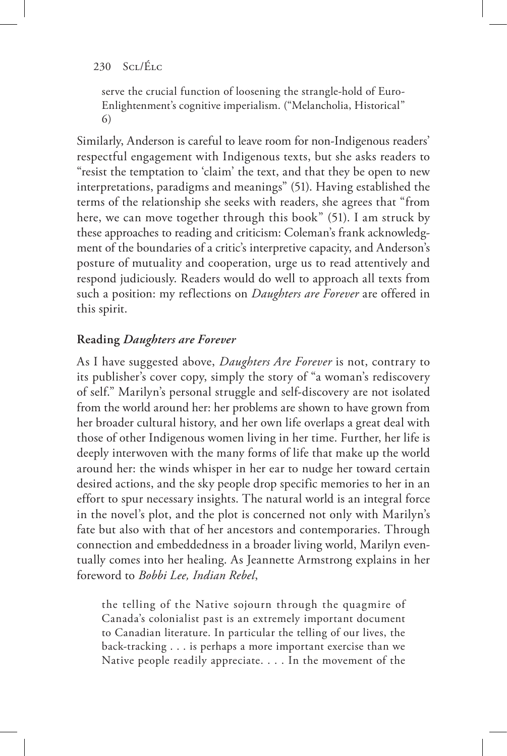> serve the crucial function of loosening the strangle-hold of Euro-Enlightenment's cognitive imperialism. ("Melancholia, Historical" 6)

Similarly, Anderson is careful to leave room for non-Indigenous readers' respectful engagement with Indigenous texts, but she asks readers to "resist the temptation to 'claim' the text, and that they be open to new interpretations, paradigms and meanings" (51). Having established the terms of the relationship she seeks with readers, she agrees that "from here, we can move together through this book" (51). I am struck by these approaches to reading and criticism: Coleman's frank acknowledgment of the boundaries of a critic's interpretive capacity, and Anderson's posture of mutuality and cooperation, urge us to read attentively and respond judiciously. Readers would do well to approach all texts from such a position: my reflections on *Daughters are Forever* are offered in this spirit.

## Reading *Daughters are Forever*

As I have suggested above, *Daughters Are Forever* is not, contrary to its publisher's cover copy, simply the story of "a woman's rediscovery of self." Marilyn's personal struggle and self-discovery are not isolated from the world around her: her problems are shown to have grown from her broader cultural history, and her own life overlaps a great deal with those of other Indigenous women living in her time. Further, her life is deeply interwoven with the many forms of life that make up the world around her: the winds whisper in her ear to nudge her toward certain desired actions, and the sky people drop specific memories to her in an effort to spur necessary insights. The natural world is an integral force in the novel's plot, and the plot is concerned not only with Marilyn's fate but also with that of her ancestors and contemporaries. Through connection and embeddedness in a broader living world, Marilyn eventually comes into her healing. As Jeannette Armstrong explains in her foreword to *Bobbi Lee, Indian Rebel*,

> the telling of the Native sojourn through the quagmire of Canada's colonialist past is an extremely important document to Canadian literature. In particular the telling of our lives, the back-tracking . . . is perhaps a more important exercise than we Native people readily appreciate. . . . In the movement of the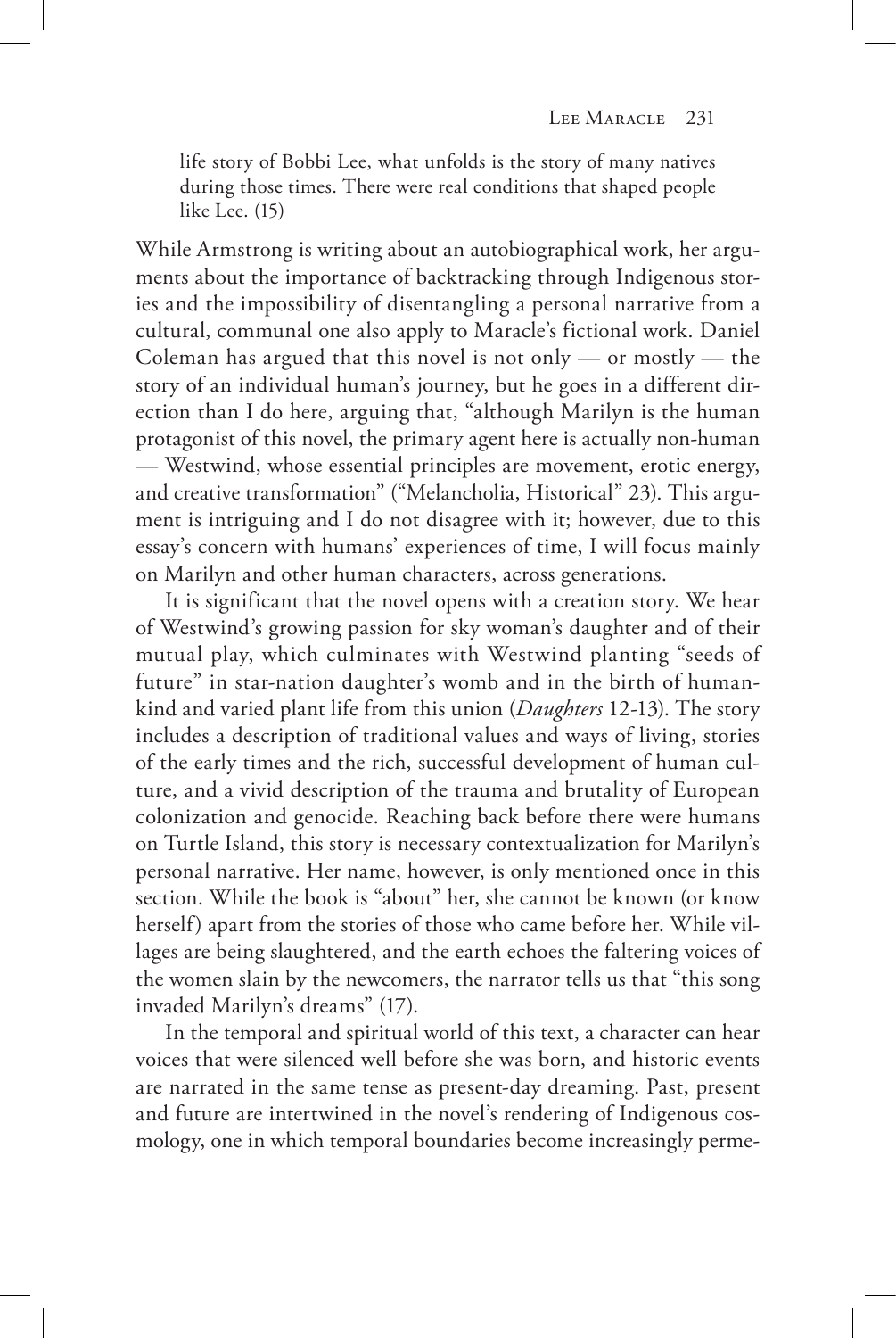> life story of Bobbi Lee, what unfolds is the story of many natives during those times. There were real conditions that shaped people like Lee. (15)

While Armstrong is writing about an autobiographical work, her arguments about the importance of backtracking through Indigenous stories and the impossibility of disentangling a personal narrative from a cultural, communal one also apply to Maracle's fictional work. Daniel Coleman has argued that this novel is not only — or mostly — the story of an individual human's journey, but he goes in a different direction than I do here, arguing that, "although Marilyn is the human protagonist of this novel, the primary agent here is actually non-human — Westwind, whose essential principles are movement, erotic energy, and creative transformation" ("Melancholia, Historical" 23). This argument is intriguing and I do not disagree with it; however, due to this essay's concern with humans' experiences of time, I will focus mainly on Marilyn and other human characters, across generations.

It is significant that the novel opens with a creation story. We hear of Westwind's growing passion for sky woman's daughter and of their mutual play, which culminates with Westwind planting "seeds of future" in star-nation daughter's womb and in the birth of humankind and varied plant life from this union (*Daughters* 12-13). The story includes a description of traditional values and ways of living, stories of the early times and the rich, successful development of human culture, and a vivid description of the trauma and brutality of European colonization and genocide. Reaching back before there were humans on Turtle Island, this story is necessary contextualization for Marilyn's personal narrative. Her name, however, is only mentioned once in this section. While the book is "about" her, she cannot be known (or know herself) apart from the stories of those who came before her. While villages are being slaughtered, and the earth echoes the faltering voices of the women slain by the newcomers, the narrator tells us that "this song invaded Marilyn's dreams" (17).

In the temporal and spiritual world of this text, a character can hear voices that were silenced well before she was born, and historic events are narrated in the same tense as present-day dreaming. Past, present and future are intertwined in the novel's rendering of Indigenous cosmology, one in which temporal boundaries become increasingly perme-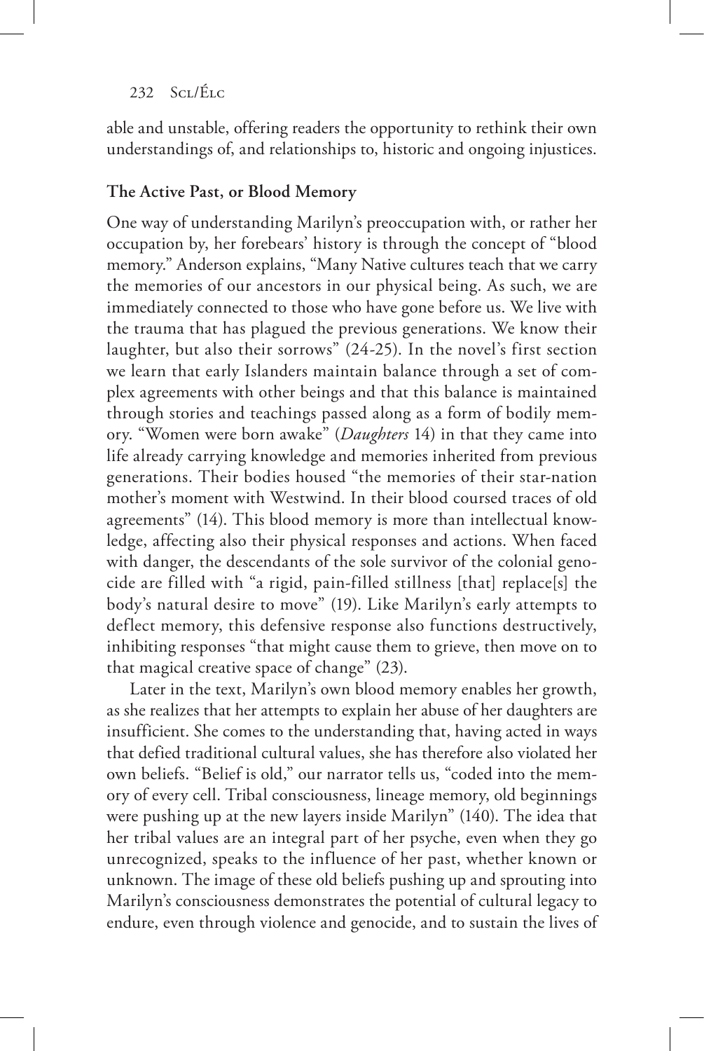able and unstable, offering readers the opportunity to rethink their own understandings of, and relationships to, historic and ongoing injustices.

### The Active Past, or Blood Memory

One way of understanding Marilyn's preoccupation with, or rather her occupation by, her forebears' history is through the concept of "blood memory." Anderson explains, "Many Native cultures teach that we carry the memories of our ancestors in our physical being. As such, we are immediately connected to those who have gone before us. We live with the trauma that has plagued the previous generations. We know their laughter, but also their sorrows" (24-25). In the novel's first section we learn that early Islanders maintain balance through a set of complex agreements with other beings and that this balance is maintained through stories and teachings passed along as a form of bodily memory. "Women were born awake" (*Daughters* 14) in that they came into life already carrying knowledge and memories inherited from previous generations. Their bodies housed "the memories of their star-nation mother's moment with Westwind. In their blood coursed traces of old agreements" (14). This blood memory is more than intellectual knowledge, affecting also their physical responses and actions. When faced with danger, the descendants of the sole survivor of the colonial genocide are filled with "a rigid, pain-filled stillness [that] replace[s] the body's natural desire to move" (19). Like Marilyn's early attempts to deflect memory, this defensive response also functions destructively, inhibiting responses "that might cause them to grieve, then move on to that magical creative space of change" (23).

Later in the text, Marilyn's own blood memory enables her growth, as she realizes that her attempts to explain her abuse of her daughters are insufficient. She comes to the understanding that, having acted in ways that defied traditional cultural values, she has therefore also violated her own beliefs. "Belief is old," our narrator tells us, "coded into the memory of every cell. Tribal consciousness, lineage memory, old beginnings were pushing up at the new layers inside Marilyn" (140). The idea that her tribal values are an integral part of her psyche, even when they go unrecognized, speaks to the influence of her past, whether known or unknown. The image of these old beliefs pushing up and sprouting into Marilyn's consciousness demonstrates the potential of cultural legacy to endure, even through violence and genocide, and to sustain the lives of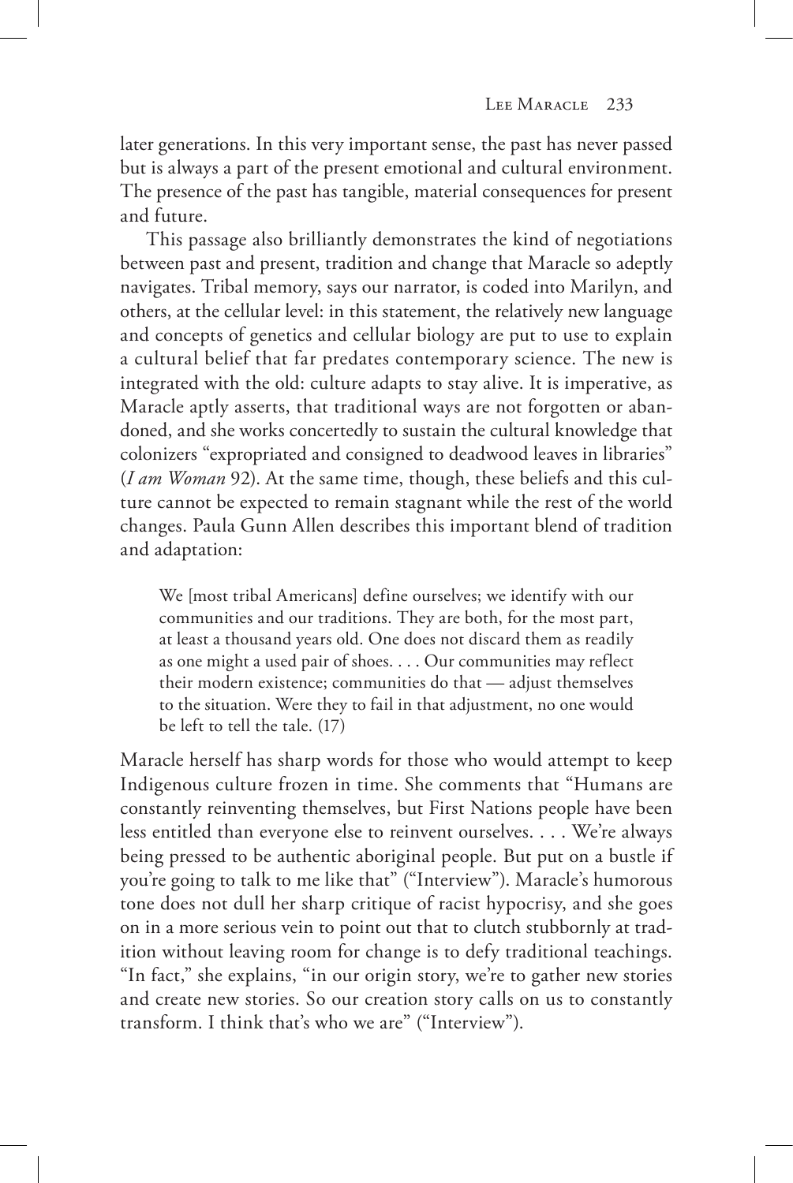later generations. In this very important sense, the past has never passed but is always a part of the present emotional and cultural environment. The presence of the past has tangible, material consequences for present and future.

This passage also brilliantly demonstrates the kind of negotiations between past and present, tradition and change that Maracle so adeptly navigates. Tribal memory, says our narrator, is coded into Marilyn, and others, at the cellular level: in this statement, the relatively new language and concepts of genetics and cellular biology are put to use to explain a cultural belief that far predates contemporary science. The new is integrated with the old: culture adapts to stay alive. It is imperative, as Maracle aptly asserts, that traditional ways are not forgotten or abandoned, and she works concertedly to sustain the cultural knowledge that colonizers "expropriated and consigned to deadwood leaves in libraries" (*I am Woman* 92). At the same time, though, these beliefs and this culture cannot be expected to remain stagnant while the rest of the world changes. Paula Gunn Allen describes this important blend of tradition and adaptation:

> We [most tribal Americans] define ourselves; we identify with our communities and our traditions. They are both, for the most part, at least a thousand years old. One does not discard them as readily as one might a used pair of shoes. . . . Our communities may reflect their modern existence; communities do that — adjust themselves to the situation. Were they to fail in that adjustment, no one would be left to tell the tale. (17)

Maracle herself has sharp words for those who would attempt to keep Indigenous culture frozen in time. She comments that "Humans are constantly reinventing themselves, but First Nations people have been less entitled than everyone else to reinvent ourselves. . . . We're always being pressed to be authentic aboriginal people. But put on a bustle if you're going to talk to me like that" ("Interview"). Maracle's humorous tone does not dull her sharp critique of racist hypocrisy, and she goes on in a more serious vein to point out that to clutch stubbornly at tradition without leaving room for change is to defy traditional teachings. "In fact," she explains, "in our origin story, we're to gather new stories and create new stories. So our creation story calls on us to constantly transform. I think that's who we are" ("Interview").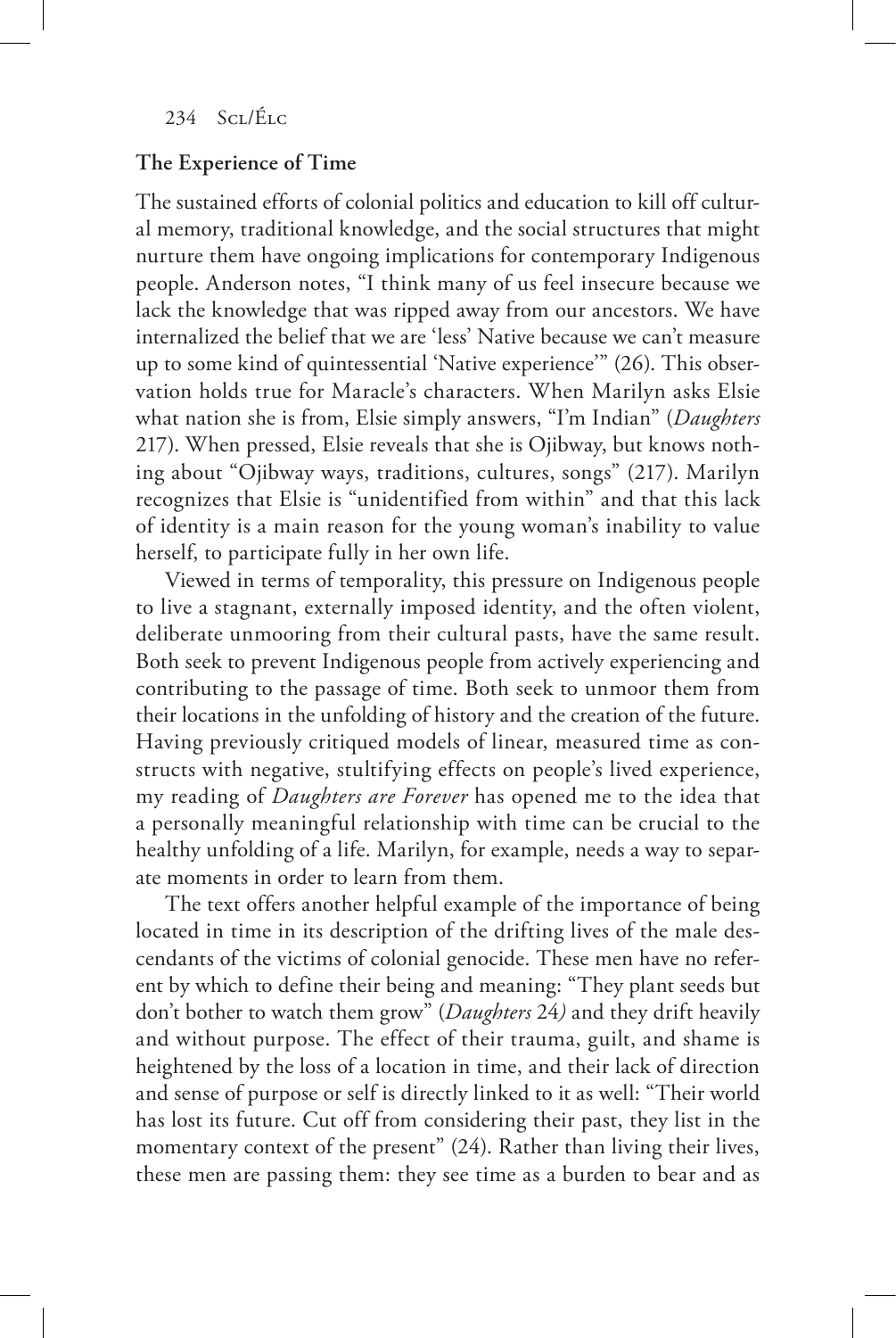## The Experience of Time

The sustained efforts of colonial politics and education to kill off cultural memory, traditional knowledge, and the social structures that might nurture them have ongoing implications for contemporary Indigenous people. Anderson notes, "I think many of us feel insecure because we lack the knowledge that was ripped away from our ancestors. We have internalized the belief that we are 'less' Native because we can't measure up to some kind of quintessential 'Native experience'" (26). This observation holds true for Maracle's characters. When Marilyn asks Elsie what nation she is from, Elsie simply answers, "I'm Indian" (*Daughters* 217). When pressed, Elsie reveals that she is Ojibway, but knows nothing about "Ojibway ways, traditions, cultures, songs" (217). Marilyn recognizes that Elsie is "unidentified from within" and that this lack of identity is a main reason for the young woman's inability to value herself, to participate fully in her own life.

Viewed in terms of temporality, this pressure on Indigenous people to live a stagnant, externally imposed identity, and the often violent, deliberate unmooring from their cultural pasts, have the same result. Both seek to prevent Indigenous people from actively experiencing and contributing to the passage of time. Both seek to unmoor them from their locations in the unfolding of history and the creation of the future. Having previously critiqued models of linear, measured time as constructs with negative, stultifying effects on people's lived experience, my reading of *Daughters are Forever* has opened me to the idea that a personally meaningful relationship with time can be crucial to the healthy unfolding of a life. Marilyn, for example, needs a way to separate moments in order to learn from them.

The text offers another helpful example of the importance of being located in time in its description of the drifting lives of the male descendants of the victims of colonial genocide. These men have no referent by which to define their being and meaning: "They plant seeds but don't bother to watch them grow" (*Daughters* 24) and they drift heavily and without purpose. The effect of their trauma, guilt, and shame is heightened by the loss of a location in time, and their lack of direction and sense of purpose or self is directly linked to it as well: "Their world has lost its future. Cut off from considering their past, they list in the momentary context of the present" (24). Rather than living their lives, these men are passing them: they see time as a burden to bear and as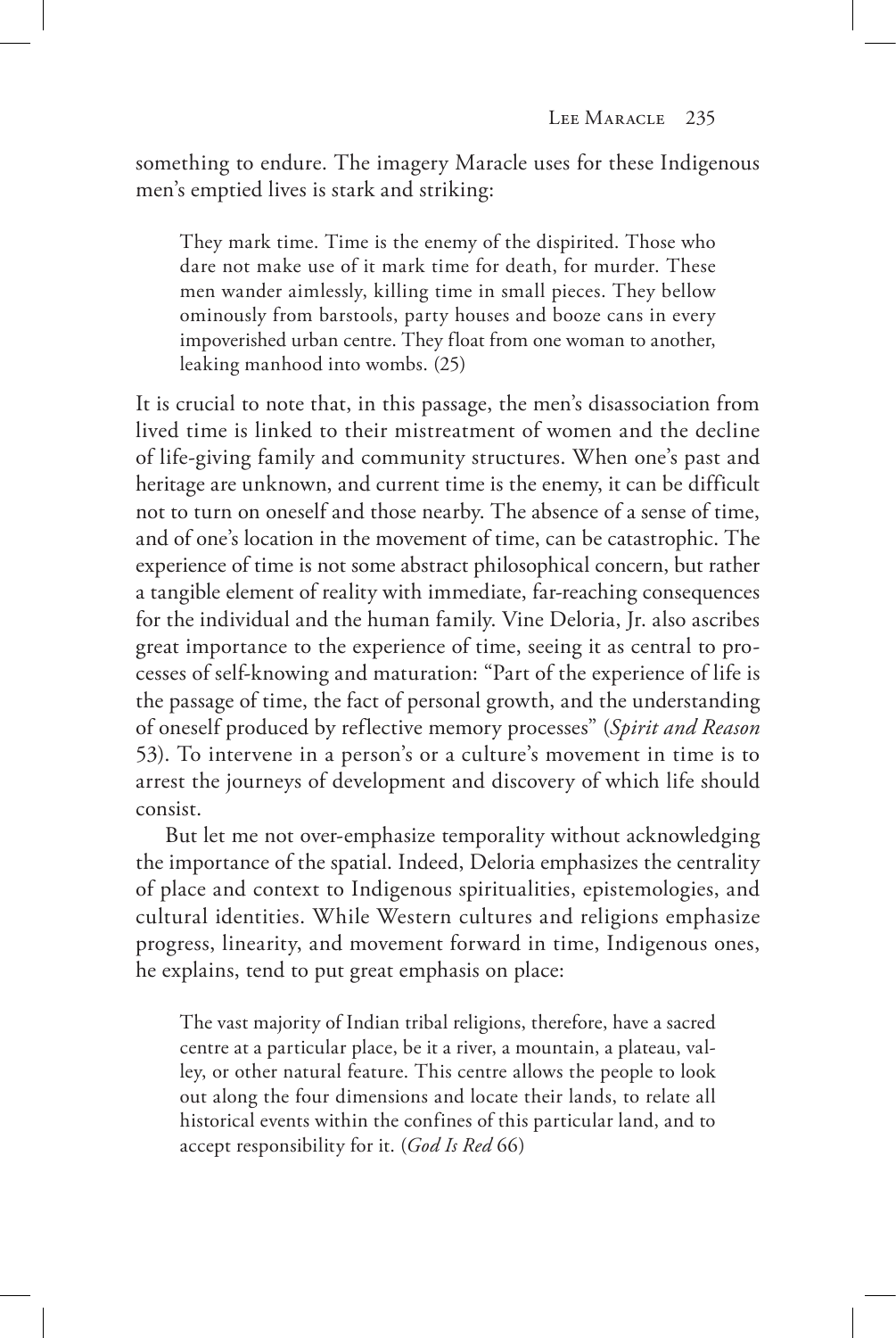something to endure. The imagery Maracle uses for these Indigenous men's emptied lives is stark and striking:

> They mark time. Time is the enemy of the dispirited. Those who dare not make use of it mark time for death, for murder. These men wander aimlessly, killing time in small pieces. They bellow ominously from barstools, party houses and booze cans in every impoverished urban centre. They float from one woman to another, leaking manhood into wombs. (25)

It is crucial to note that, in this passage, the men's disassociation from lived time is linked to their mistreatment of women and the decline of life-giving family and community structures. When one's past and heritage are unknown, and current time is the enemy, it can be difficult not to turn on oneself and those nearby. The absence of a sense of time, and of one's location in the movement of time, can be catastrophic. The experience of time is not some abstract philosophical concern, but rather a tangible element of reality with immediate, far-reaching consequences for the individual and the human family. Vine Deloria, Jr. also ascribes great importance to the experience of time, seeing it as central to processes of self-knowing and maturation: "Part of the experience of life is the passage of time, the fact of personal growth, and the understanding of oneself produced by reflective memory processes" (*Spirit and Reason* 53). To intervene in a person's or a culture's movement in time is to arrest the journeys of development and discovery of which life should consist.

But let me not over-emphasize temporality without acknowledging the importance of the spatial. Indeed, Deloria emphasizes the centrality of place and context to Indigenous spiritualities, epistemologies, and cultural identities. While Western cultures and religions emphasize progress, linearity, and movement forward in time, Indigenous ones, he explains, tend to put great emphasis on place:

> The vast majority of Indian tribal religions, therefore, have a sacred centre at a particular place, be it a river, a mountain, a plateau, valley, or other natural feature. This centre allows the people to look out along the four dimensions and locate their lands, to relate all historical events within the confines of this particular land, and to accept responsibility for it. (*God Is Red* 66)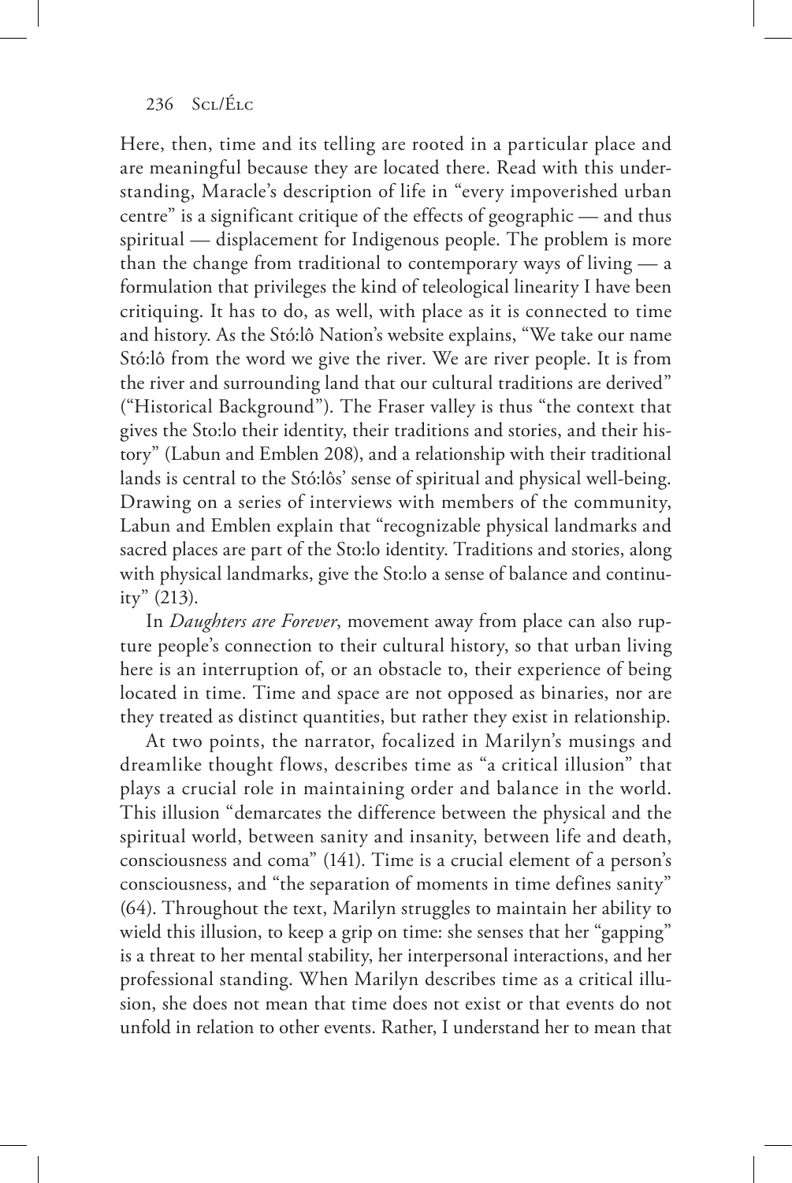Here, then, time and its telling are rooted in a particular place and are meaningful because they are located there. Read with this understanding, Maracle's description of life in "every impoverished urban centre" is a significant critique of the effects of geographic — and thus spiritual — displacement for Indigenous people. The problem is more than the change from traditional to contemporary ways of living — a formulation that privileges the kind of teleological linearity I have been critiquing. It has to do, as well, with place as it is connected to time and history. As the Stó:lô Nation's website explains, "We take our name Stó:lô from the word we give the river. We are river people. It is from the river and surrounding land that our cultural traditions are derived" ("Historical Background"). The Fraser valley is thus "the context that gives the Sto:lo their identity, their traditions and stories, and their history" (Labun and Emblen 208), and a relationship with their traditional lands is central to the Stó:lôs' sense of spiritual and physical well-being. Drawing on a series of interviews with members of the community, Labun and Emblen explain that "recognizable physical landmarks and sacred places are part of the Sto:lo identity. Traditions and stories, along with physical landmarks, give the Sto:lo a sense of balance and continuity" (213).

In *Daughters are Forever*, movement away from place can also rupture people's connection to their cultural history, so that urban living here is an interruption of, or an obstacle to, their experience of being located in time. Time and space are not opposed as binaries, nor are they treated as distinct quantities, but rather they exist in relationship.

At two points, the narrator, focalized in Marilyn's musings and dreamlike thought flows, describes time as "a critical illusion" that plays a crucial role in maintaining order and balance in the world. This illusion "demarcates the difference between the physical and the spiritual world, between sanity and insanity, between life and death, consciousness and coma" (141). Time is a crucial element of a person's consciousness, and "the separation of moments in time defines sanity" (64). Throughout the text, Marilyn struggles to maintain her ability to wield this illusion, to keep a grip on time: she senses that her "gapping" is a threat to her mental stability, her interpersonal interactions, and her professional standing. When Marilyn describes time as a critical illusion, she does not mean that time does not exist or that events do not unfold in relation to other events. Rather, I understand her to mean that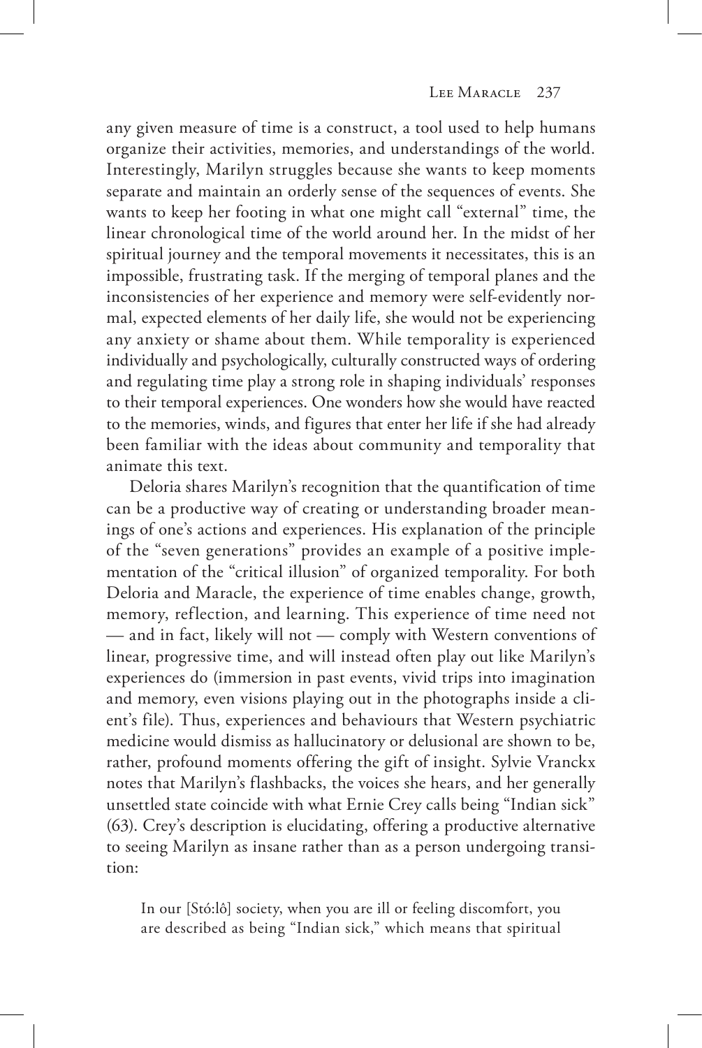any given measure of time is a construct, a tool used to help humans organize their activities, memories, and understandings of the world. Interestingly, Marilyn struggles because she wants to keep moments separate and maintain an orderly sense of the sequences of events. She wants to keep her footing in what one might call "external" time, the linear chronological time of the world around her. In the midst of her spiritual journey and the temporal movements it necessitates, this is an impossible, frustrating task. If the merging of temporal planes and the inconsistencies of her experience and memory were self-evidently normal, expected elements of her daily life, she would not be experiencing any anxiety or shame about them. While temporality is experienced individually and psychologically, culturally constructed ways of ordering and regulating time play a strong role in shaping individuals' responses to their temporal experiences. One wonders how she would have reacted to the memories, winds, and figures that enter her life if she had already been familiar with the ideas about community and temporality that animate this text.

Deloria shares Marilyn's recognition that the quantification of time can be a productive way of creating or understanding broader meanings of one's actions and experiences. His explanation of the principle of the "seven generations" provides an example of a positive implementation of the "critical illusion" of organized temporality. For both Deloria and Maracle, the experience of time enables change, growth, memory, reflection, and learning. This experience of time need not — and in fact, likely will not — comply with Western conventions of linear, progressive time, and will instead often play out like Marilyn's experiences do (immersion in past events, vivid trips into imagination and memory, even visions playing out in the photographs inside a client's file). Thus, experiences and behaviours that Western psychiatric medicine would dismiss as hallucinatory or delusional are shown to be, rather, profound moments offering the gift of insight. Sylvie Vranckx notes that Marilyn's flashbacks, the voices she hears, and her generally unsettled state coincide with what Ernie Crey calls being "Indian sick" (63). Crey's description is elucidating, offering a productive alternative to seeing Marilyn as insane rather than as a person undergoing transition:

> In our [Stó:lô] society, when you are ill or feeling discomfort, you are described as being "Indian sick," which means that spiritual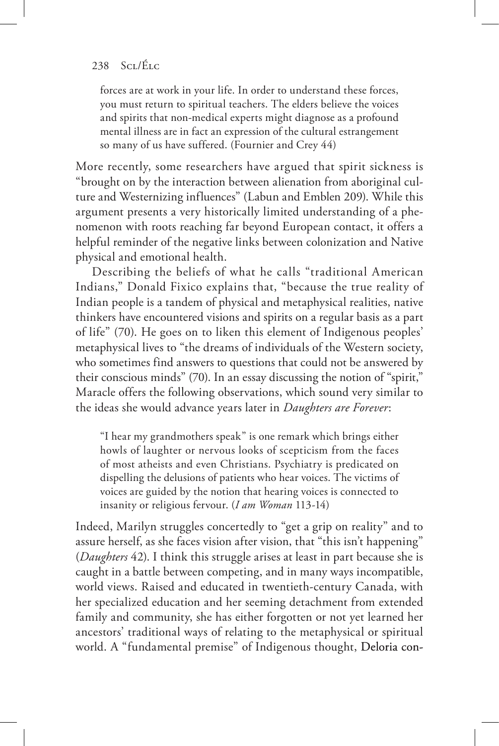> forces are at work in your life. In order to understand these forces, you must return to spiritual teachers. The elders believe the voices and spirits that non-medical experts might diagnose as a profound mental illness are in fact an expression of the cultural estrangement so many of us have suffered. (Fournier and Crey 44)

More recently, some researchers have argued that spirit sickness is "brought on by the interaction between alienation from aboriginal culture and Westernizing influences" (Labun and Emblen 209). While this argument presents a very historically limited understanding of a phenomenon with roots reaching far beyond European contact, it offers a helpful reminder of the negative links between colonization and Native physical and emotional health.

Describing the beliefs of what he calls "traditional American Indians," Donald Fixico explains that, "because the true reality of Indian people is a tandem of physical and metaphysical realities, native thinkers have encountered visions and spirits on a regular basis as a part of life" (70). He goes on to liken this element of Indigenous peoples' metaphysical lives to "the dreams of individuals of the Western society, who sometimes find answers to questions that could not be answered by their conscious minds" (70). In an essay discussing the notion of "spirit," Maracle offers the following observations, which sound very similar to the ideas she would advance years later in *Daughters are Forever*:

> "I hear my grandmothers speak" is one remark which brings either howls of laughter or nervous looks of scepticism from the faces of most atheists and even Christians. Psychiatry is predicated on dispelling the delusions of patients who hear voices. The victims of voices are guided by the notion that hearing voices is connected to insanity or religious fervour. (*I am Woman* 113-14)

Indeed, Marilyn struggles concertedly to "get a grip on reality" and to assure herself, as she faces vision after vision, that "this isn't happening" (*Daughters* 42). I think this struggle arises at least in part because she is caught in a battle between competing, and in many ways incompatible, world views. Raised and educated in twentieth-century Canada, with her specialized education and her seeming detachment from extended family and community, she has either forgotten or not yet learned her ancestors' traditional ways of relating to the metaphysical or spiritual world. A "fundamental premise" of Indigenous thought, Deloria con-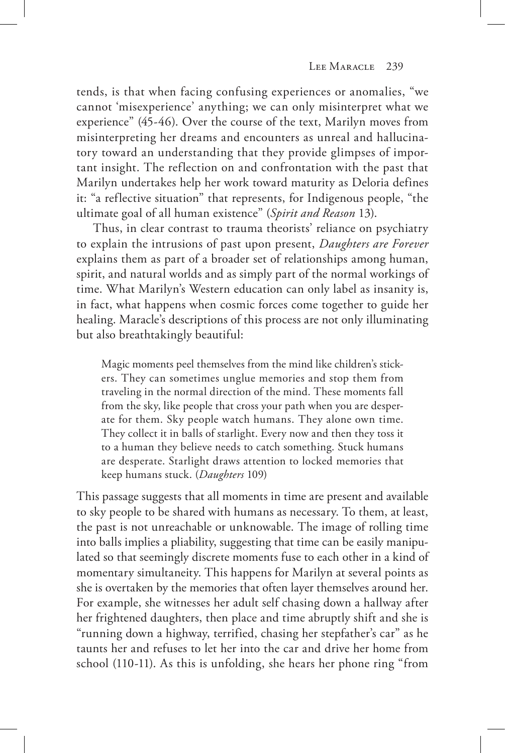tends, is that when facing confusing experiences or anomalies, "we cannot 'misexperience' anything; we can only misinterpret what we experience" (45-46). Over the course of the text, Marilyn moves from misinterpreting her dreams and encounters as unreal and hallucinatory toward an understanding that they provide glimpses of important insight. The reflection on and confrontation with the past that Marilyn undertakes help her work toward maturity as Deloria defines it: "a reflective situation" that represents, for Indigenous people, "the ultimate goal of all human existence" (*Spirit and Reason* 13).

Thus, in clear contrast to trauma theorists' reliance on psychiatry to explain the intrusions of past upon present, *Daughters are Forever* explains them as part of a broader set of relationships among human, spirit, and natural worlds and as simply part of the normal workings of time. What Marilyn's Western education can only label as insanity is, in fact, what happens when cosmic forces come together to guide her healing. Maracle's descriptions of this process are not only illuminating but also breathtakingly beautiful:

> Magic moments peel themselves from the mind like children's stickers. They can sometimes unglue memories and stop them from traveling in the normal direction of the mind. These moments fall from the sky, like people that cross your path when you are desperate for them. Sky people watch humans. They alone own time. They collect it in balls of starlight. Every now and then they toss it to a human they believe needs to catch something. Stuck humans are desperate. Starlight draws attention to locked memories that keep humans stuck. (*Daughters* 109)

This passage suggests that all moments in time are present and available to sky people to be shared with humans as necessary. To them, at least, the past is not unreachable or unknowable. The image of rolling time into balls implies a pliability, suggesting that time can be easily manipulated so that seemingly discrete moments fuse to each other in a kind of momentary simultaneity. This happens for Marilyn at several points as she is overtaken by the memories that often layer themselves around her. For example, she witnesses her adult self chasing down a hallway after her frightened daughters, then place and time abruptly shift and she is "running down a highway, terrified, chasing her stepfather's car" as he taunts her and refuses to let her into the car and drive her home from school (110-11). As this is unfolding, she hears her phone ring "from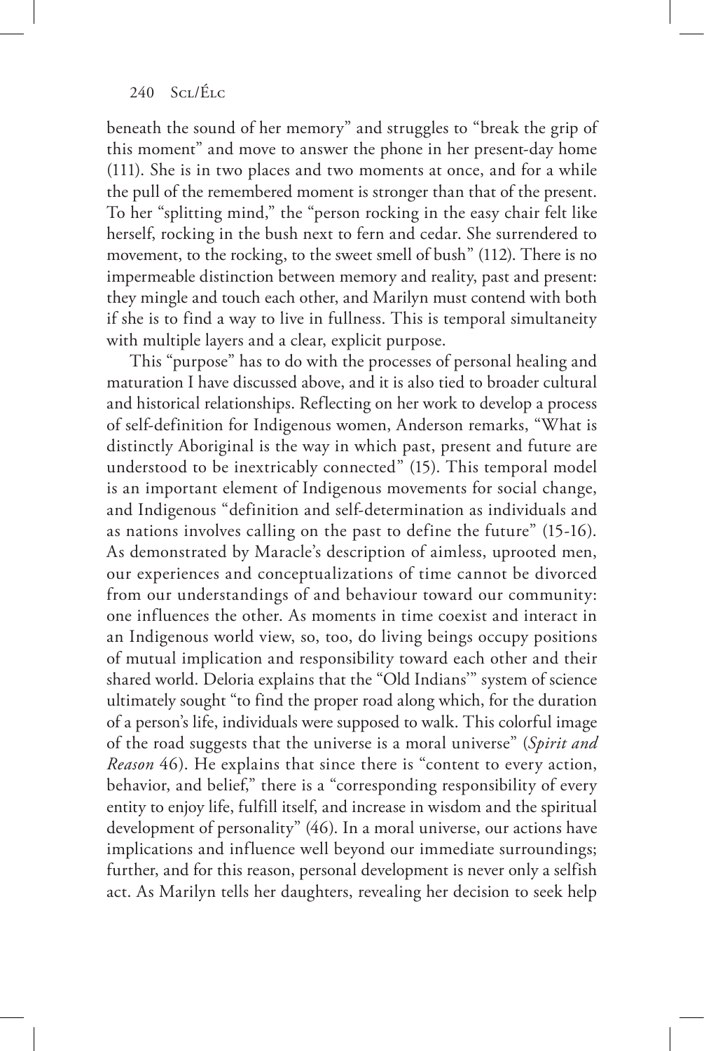beneath the sound of her memory" and struggles to "break the grip of this moment" and move to answer the phone in her present-day home (111). She is in two places and two moments at once, and for a while the pull of the remembered moment is stronger than that of the present. To her "splitting mind," the "person rocking in the easy chair felt like herself, rocking in the bush next to fern and cedar. She surrendered to movement, to the rocking, to the sweet smell of bush" (112). There is no impermeable distinction between memory and reality, past and present: they mingle and touch each other, and Marilyn must contend with both if she is to find a way to live in fullness. This is temporal simultaneity with multiple layers and a clear, explicit purpose.

This "purpose" has to do with the processes of personal healing and maturation I have discussed above, and it is also tied to broader cultural and historical relationships. Reflecting on her work to develop a process of self-definition for Indigenous women, Anderson remarks, "What is distinctly Aboriginal is the way in which past, present and future are understood to be inextricably connected" (15). This temporal model is an important element of Indigenous movements for social change, and Indigenous "definition and self-determination as individuals and as nations involves calling on the past to define the future" (15-16). As demonstrated by Maracle's description of aimless, uprooted men, our experiences and conceptualizations of time cannot be divorced from our understandings of and behaviour toward our community: one influences the other. As moments in time coexist and interact in an Indigenous world view, so, too, do living beings occupy positions of mutual implication and responsibility toward each other and their shared world. Deloria explains that the "Old Indians'" system of science ultimately sought "to find the proper road along which, for the duration of a person's life, individuals were supposed to walk. This colorful image of the road suggests that the universe is a moral universe" (*Spirit and Reason* 46). He explains that since there is "content to every action, behavior, and belief," there is a "corresponding responsibility of every entity to enjoy life, fulfill itself, and increase in wisdom and the spiritual development of personality" (46). In a moral universe, our actions have implications and influence well beyond our immediate surroundings; further, and for this reason, personal development is never only a selfish act. As Marilyn tells her daughters, revealing her decision to seek help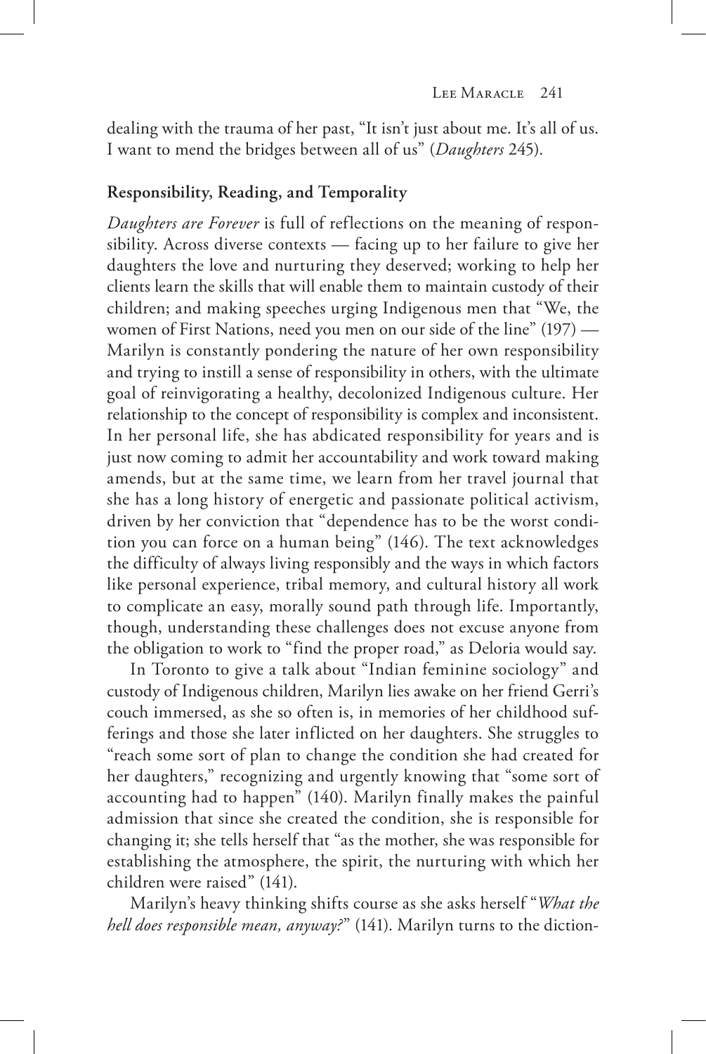dealing with the trauma of her past, "It isn't just about me. It's all of us. I want to mend the bridges between all of us" (*Daughters* 245).

**Responsibility, Reading, and Temporality**

*Daughters are Forever* is full of reflections on the meaning of responsibility. Across diverse contexts — facing up to her failure to give her daughters the love and nurturing they deserved; working to help her clients learn the skills that will enable them to maintain custody of their children; and making speeches urging Indigenous men that "We, the women of First Nations, need you men on our side of the line" (197) — Marilyn is constantly pondering the nature of her own responsibility and trying to instill a sense of responsibility in others, with the ultimate goal of reinvigorating a healthy, decolonized Indigenous culture. Her relationship to the concept of responsibility is complex and inconsistent. In her personal life, she has abdicated responsibility for years and is just now coming to admit her accountability and work toward making amends, but at the same time, we learn from her travel journal that she has a long history of energetic and passionate political activism, driven by her conviction that "dependence has to be the worst condition you can force on a human being" (146). The text acknowledges the difficulty of always living responsibly and the ways in which factors like personal experience, tribal memory, and cultural history all work to complicate an easy, morally sound path through life. Importantly, though, understanding these challenges does not excuse anyone from the obligation to work to "find the proper road," as Deloria would say.

In Toronto to give a talk about "Indian feminine sociology" and custody of Indigenous children, Marilyn lies awake on her friend Gerri's couch immersed, as she so often is, in memories of her childhood sufferings and those she later inflicted on her daughters. She struggles to "reach some sort of plan to change the condition she had created for her daughters," recognizing and urgently knowing that "some sort of accounting had to happen" (140). Marilyn finally makes the painful admission that since she created the condition, she is responsible for changing it; she tells herself that "as the mother, she was responsible for establishing the atmosphere, the spirit, the nurturing with which her children were raised" (141).

Marilyn's heavy thinking shifts course as she asks herself "*What the hell does responsible mean, anyway?*" (141). Marilyn turns to the diction-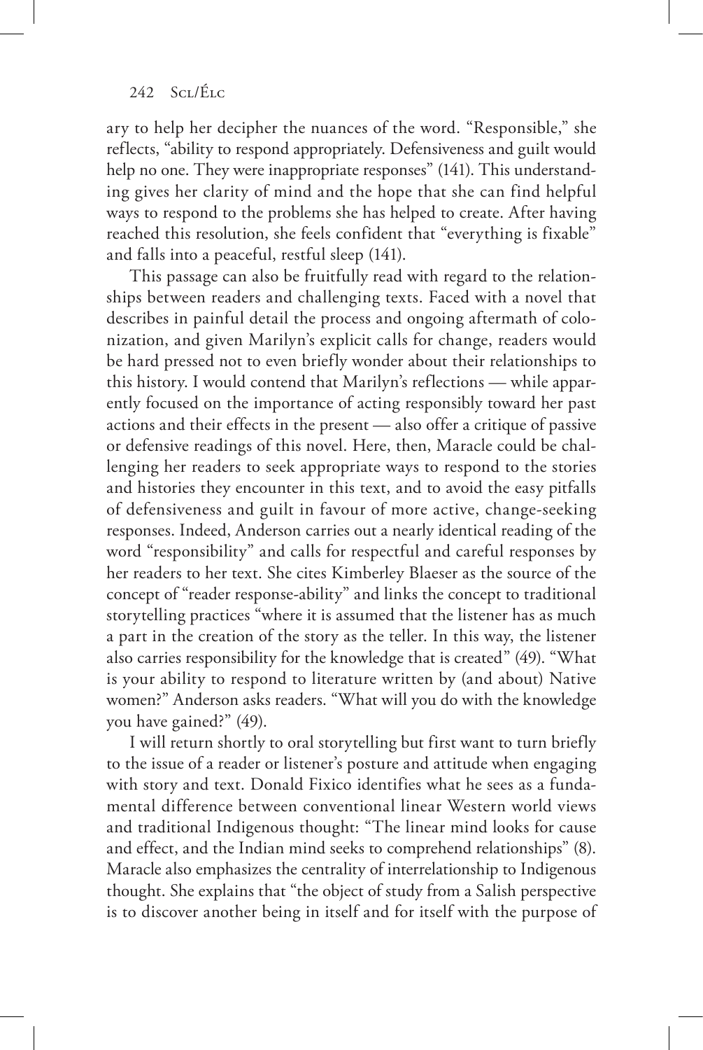ary to help her decipher the nuances of the word. "Responsible," she reflects, "ability to respond appropriately. Defensiveness and guilt would help no one. They were inappropriate responses" (141). This understanding gives her clarity of mind and the hope that she can find helpful ways to respond to the problems she has helped to create. After having reached this resolution, she feels confident that "everything is fixable" and falls into a peaceful, restful sleep (141).

This passage can also be fruitfully read with regard to the relationships between readers and challenging texts. Faced with a novel that describes in painful detail the process and ongoing aftermath of colonization, and given Marilyn's explicit calls for change, readers would be hard pressed not to even briefly wonder about their relationships to this history. I would contend that Marilyn's reflections — while apparently focused on the importance of acting responsibly toward her past actions and their effects in the present — also offer a critique of passive or defensive readings of this novel. Here, then, Maracle could be challenging her readers to seek appropriate ways to respond to the stories and histories they encounter in this text, and to avoid the easy pitfalls of defensiveness and guilt in favour of more active, change-seeking responses. Indeed, Anderson carries out a nearly identical reading of the word "responsibility" and calls for respectful and careful responses by her readers to her text. She cites Kimberley Blaeser as the source of the concept of "reader response-ability" and links the concept to traditional storytelling practices "where it is assumed that the listener has as much a part in the creation of the story as the teller. In this way, the listener also carries responsibility for the knowledge that is created" (49). "What is your ability to respond to literature written by (and about) Native women?" Anderson asks readers. "What will you do with the knowledge you have gained?" (49).

I will return shortly to oral storytelling but first want to turn briefly to the issue of a reader or listener's posture and attitude when engaging with story and text. Donald Fixico identifies what he sees as a fundamental difference between conventional linear Western world views and traditional Indigenous thought: "The linear mind looks for cause and effect, and the Indian mind seeks to comprehend relationships" (8). Maracle also emphasizes the centrality of interrelationship to Indigenous thought. She explains that "the object of study from a Salish perspective is to discover another being in itself and for itself with the purpose of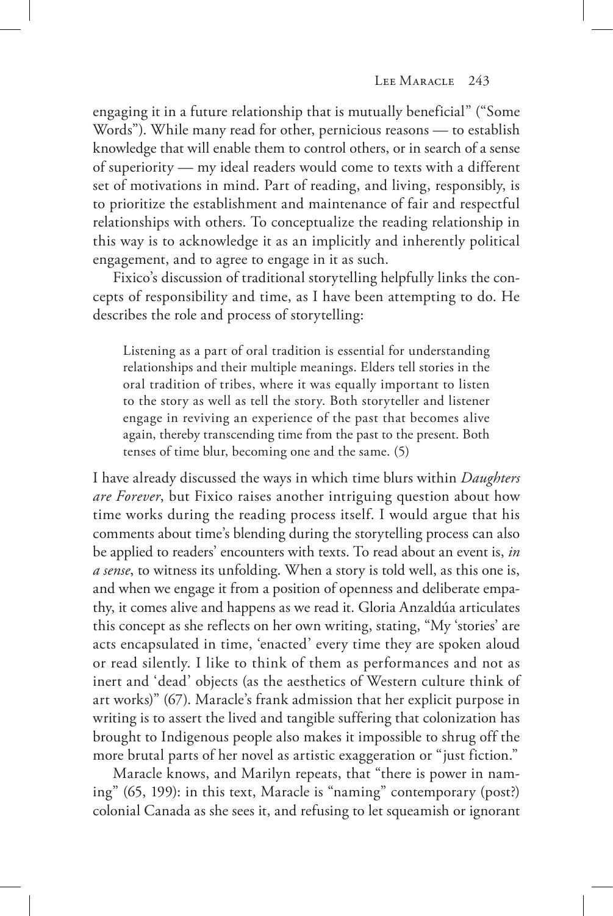engaging it in a future relationship that is mutually beneficial" ("Some Words"). While many read for other, pernicious reasons — to establish knowledge that will enable them to control others, or in search of a sense of superiority — my ideal readers would come to texts with a different set of motivations in mind. Part of reading, and living, responsibly, is to prioritize the establishment and maintenance of fair and respectful relationships with others. To conceptualize the reading relationship in this way is to acknowledge it as an implicitly and inherently political engagement, and to agree to engage in it as such.

Fixico's discussion of traditional storytelling helpfully links the concepts of responsibility and time, as I have been attempting to do. He describes the role and process of storytelling:

> Listening as a part of oral tradition is essential for understanding relationships and their multiple meanings. Elders tell stories in the oral tradition of tribes, where it was equally important to listen to the story as well as tell the story. Both storyteller and listener engage in reviving an experience of the past that becomes alive again, thereby transcending time from the past to the present. Both tenses of time blur, becoming one and the same. (5)

I have already discussed the ways in which time blurs within *Daughters are Forever*, but Fixico raises another intriguing question about how time works during the reading process itself. I would argue that his comments about time's blending during the storytelling process can also be applied to readers' encounters with texts. To read about an event is, *in a sense*, to witness its unfolding. When a story is told well, as this one is, and when we engage it from a position of openness and deliberate empathy, it comes alive and happens as we read it. Gloria Anzaldúa articulates this concept as she reflects on her own writing, stating, "My 'stories' are acts encapsulated in time, 'enacted' every time they are spoken aloud or read silently. I like to think of them as performances and not as inert and 'dead' objects (as the aesthetics of Western culture think of art works)" (67). Maracle's frank admission that her explicit purpose in writing is to assert the lived and tangible suffering that colonization has brought to Indigenous people also makes it impossible to shrug off the more brutal parts of her novel as artistic exaggeration or "just fiction."

Maracle knows, and Marilyn repeats, that "there is power in naming" (65, 199): in this text, Maracle is "naming" contemporary (post?) colonial Canada as she sees it, and refusing to let squeamish or ignorant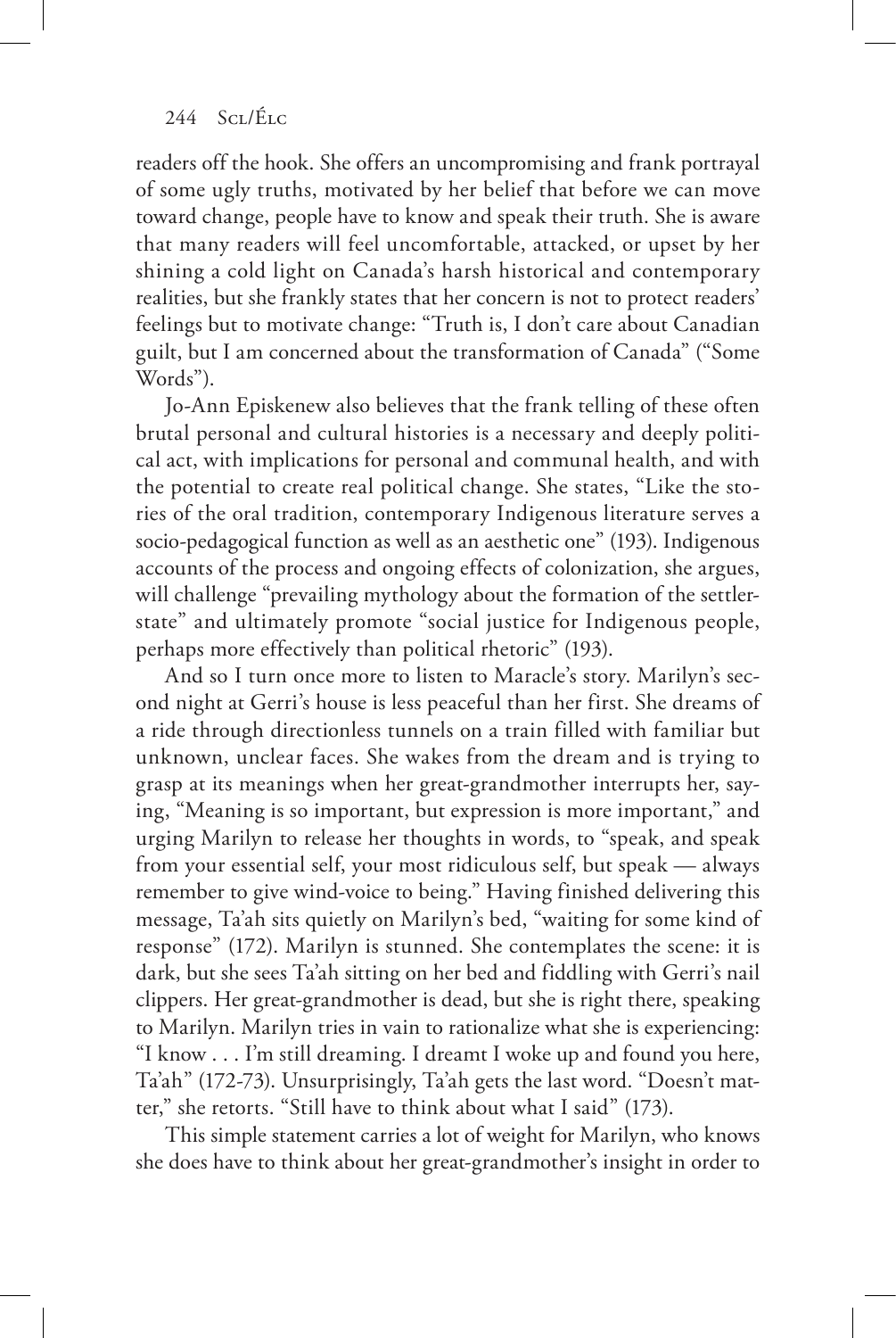readers off the hook. She offers an uncompromising and frank portrayal of some ugly truths, motivated by her belief that before we can move toward change, people have to know and speak their truth. She is aware that many readers will feel uncomfortable, attacked, or upset by her shining a cold light on Canada's harsh historical and contemporary realities, but she frankly states that her concern is not to protect readers' feelings but to motivate change: "Truth is, I don't care about Canadian guilt, but I am concerned about the transformation of Canada" ("Some Words").

Jo-Ann Episkenew also believes that the frank telling of these often brutal personal and cultural histories is a necessary and deeply political act, with implications for personal and communal health, and with the potential to create real political change. She states, "Like the stories of the oral tradition, contemporary Indigenous literature serves a socio-pedagogical function as well as an aesthetic one" (193). Indigenous accounts of the process and ongoing effects of colonization, she argues, will challenge "prevailing mythology about the formation of the settler-state" and ultimately promote "social justice for Indigenous people, perhaps more effectively than political rhetoric" (193).

And so I turn once more to listen to Maracle's story. Marilyn's second night at Gerri's house is less peaceful than her first. She dreams of a ride through directionless tunnels on a train filled with familiar but unknown, unclear faces. She wakes from the dream and is trying to grasp at its meanings when her great-grandmother interrupts her, saying, "Meaning is so important, but expression is more important," and urging Marilyn to release her thoughts in words, to "speak, and speak from your essential self, your most ridiculous self, but speak — always remember to give wind-voice to being." Having finished delivering this message, Ta'ah sits quietly on Marilyn's bed, "waiting for some kind of response" (172). Marilyn is stunned. She contemplates the scene: it is dark, but she sees Ta'ah sitting on her bed and fiddling with Gerri's nail clippers. Her great-grandmother is dead, but she is right there, speaking to Marilyn. Marilyn tries in vain to rationalize what she is experiencing: "I know . . . I'm still dreaming. I dreamt I woke up and found you here, Ta'ah" (172-73). Unsurprisingly, Ta'ah gets the last word. "Doesn't matter," she retorts. "Still have to think about what I said" (173).

This simple statement carries a lot of weight for Marilyn, who knows she does have to think about her great-grandmother's insight in order to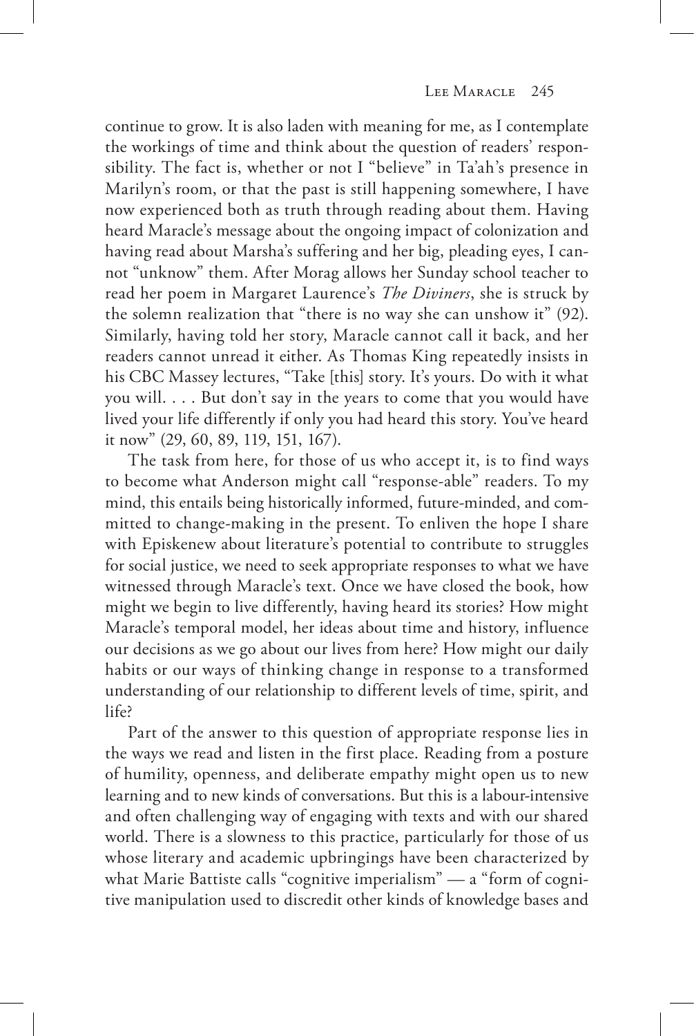continue to grow. It is also laden with meaning for me, as I contemplate the workings of time and think about the question of readers' responsibility. The fact is, whether or not I "believe" in Ta'ah's presence in Marilyn's room, or that the past is still happening somewhere, I have now experienced both as truth through reading about them. Having heard Maracle's message about the ongoing impact of colonization and having read about Marsha's suffering and her big, pleading eyes, I cannot "unknow" them. After Morag allows her Sunday school teacher to read her poem in Margaret Laurence's *The Diviners*, she is struck by the solemn realization that "there is no way she can unshow it" (92). Similarly, having told her story, Maracle cannot call it back, and her readers cannot unread it either. As Thomas King repeatedly insists in his CBC Massey lectures, "Take [this] story. It's yours. Do with it what you will. . . . But don't say in the years to come that you would have lived your life differently if only you had heard this story. You've heard it now" (29, 60, 89, 119, 151, 167).

The task from here, for those of us who accept it, is to find ways to become what Anderson might call "response-able" readers. To my mind, this entails being historically informed, future-minded, and committed to change-making in the present. To enliven the hope I share with Episkenew about literature's potential to contribute to struggles for social justice, we need to seek appropriate responses to what we have witnessed through Maracle's text. Once we have closed the book, how might we begin to live differently, having heard its stories? How might Maracle's temporal model, her ideas about time and history, influence our decisions as we go about our lives from here? How might our daily habits or our ways of thinking change in response to a transformed understanding of our relationship to different levels of time, spirit, and life?

Part of the answer to this question of appropriate response lies in the ways we read and listen in the first place. Reading from a posture of humility, openness, and deliberate empathy might open us to new learning and to new kinds of conversations. But this is a labour-intensive and often challenging way of engaging with texts and with our shared world. There is a slowness to this practice, particularly for those of us whose literary and academic upbringings have been characterized by what Marie Battiste calls "cognitive imperialism" — a "form of cognitive manipulation used to discredit other kinds of knowledge bases and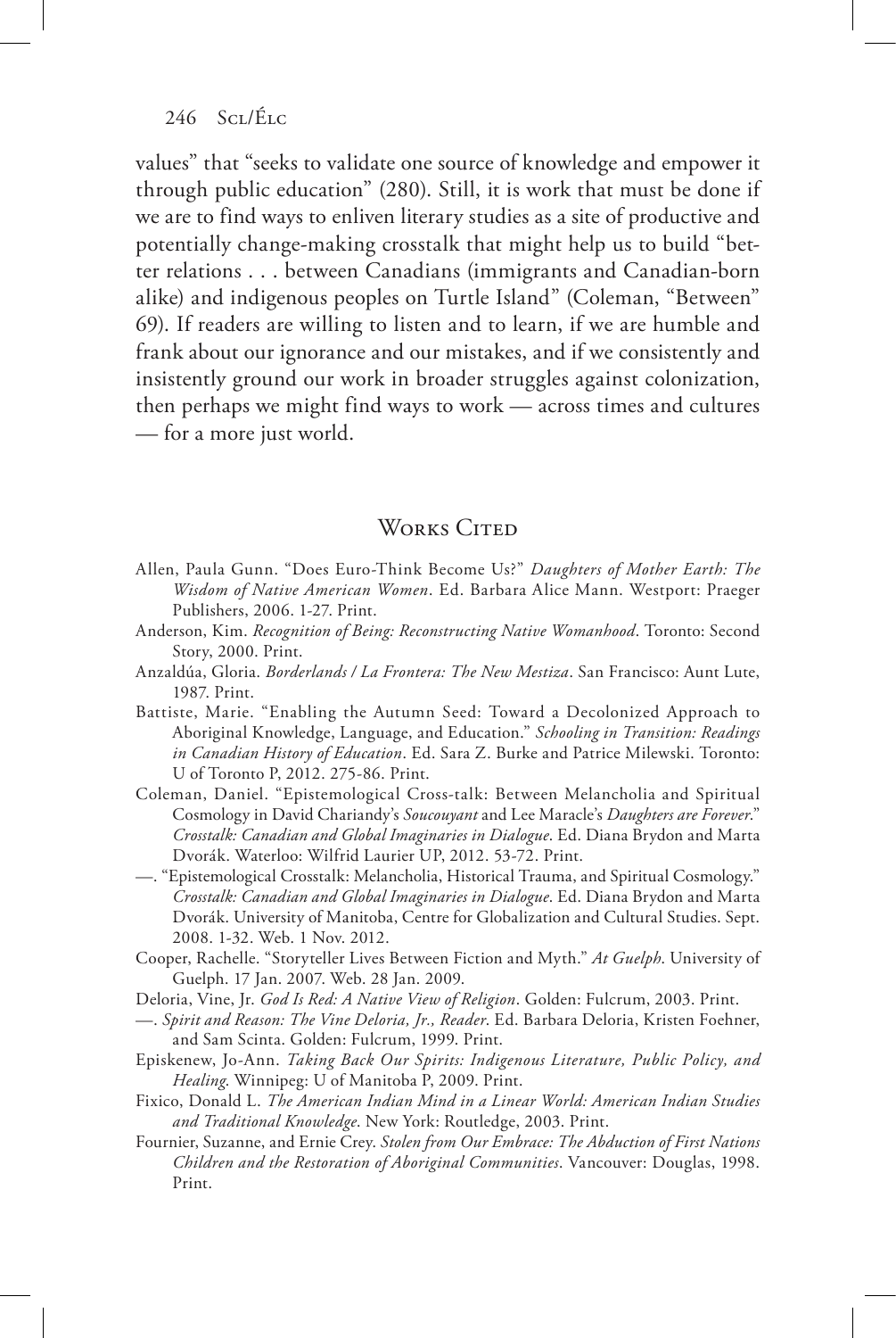values" that "seeks to validate one source of knowledge and empower it through public education" (280). Still, it is work that must be done if we are to find ways to enliven literary studies as a site of productive and potentially change-making crosstalk that might help us to build "better relations . . . between Canadians (immigrants and Canadian-born alike) and indigenous peoples on Turtle Island" (Coleman, "Between" 69). If readers are willing to listen and to learn, if we are humble and frank about our ignorance and our mistakes, and if we consistently and insistently ground our work in broader struggles against colonization, then perhaps we might find ways to work — across times and cultures — for a more just world.

## Works Cited

Allen, Paula Gunn. "Does Euro-Think Become Us?" *Daughters of Mother Earth: The Wisdom of Native American Women*. Ed. Barbara Alice Mann. Westport: Praeger Publishers, 2006. 1-27. Print.

Anderson, Kim. *Recognition of Being: Reconstructing Native Womanhood*. Toronto: Second Story, 2000. Print.

Anzaldúa, Gloria. *Borderlands / La Frontera: The New Mestiza*. San Francisco: Aunt Lute, 1987. Print.

Battiste, Marie. "Enabling the Autumn Seed: Toward a Decolonized Approach to Aboriginal Knowledge, Language, and Education." *Schooling in Transition: Readings in Canadian History of Education*. Ed. Sara Z. Burke and Patrice Milewski. Toronto: U of Toronto P, 2012. 275-86. Print.

Coleman, Daniel. "Epistemological Cross-talk: Between Melancholia and Spiritual Cosmology in David Chariandy's *Soucouyant* and Lee Maracle's *Daughters are Forever*." *Crosstalk: Canadian and Global Imaginaries in Dialogue*. Ed. Diana Brydon and Marta Dvorák. Waterloo: Wilfrid Laurier UP, 2012. 53-72. Print.

—. "Epistemological Crosstalk: Melancholia, Historical Trauma, and Spiritual Cosmology." *Crosstalk: Canadian and Global Imaginaries in Dialogue*. Ed. Diana Brydon and Marta Dvorák. University of Manitoba, Centre for Globalization and Cultural Studies. Sept. 2008. 1-32. Web. 1 Nov. 2012.

Cooper, Rachelle. "Storyteller Lives Between Fiction and Myth." *At Guelph*. University of Guelph. 17 Jan. 2007. Web. 28 Jan. 2009.

Deloria, Vine, Jr. *God Is Red: A Native View of Religion*. Golden: Fulcrum, 2003. Print.

—. *Spirit and Reason: The Vine Deloria, Jr., Reader*. Ed. Barbara Deloria, Kristen Foehner, and Sam Scinta. Golden: Fulcrum, 1999. Print.

Episkenew, Jo-Ann. *Taking Back Our Spirits: Indigenous Literature, Public Policy, and Healing*. Winnipeg: U of Manitoba P, 2009. Print.

Fixico, Donald L. *The American Indian Mind in a Linear World: American Indian Studies and Traditional Knowledge*. New York: Routledge, 2003. Print.

Fournier, Suzanne, and Ernie Crey. *Stolen from Our Embrace: The Abduction of First Nations Children and the Restoration of Aboriginal Communities*. Vancouver: Douglas, 1998. Print.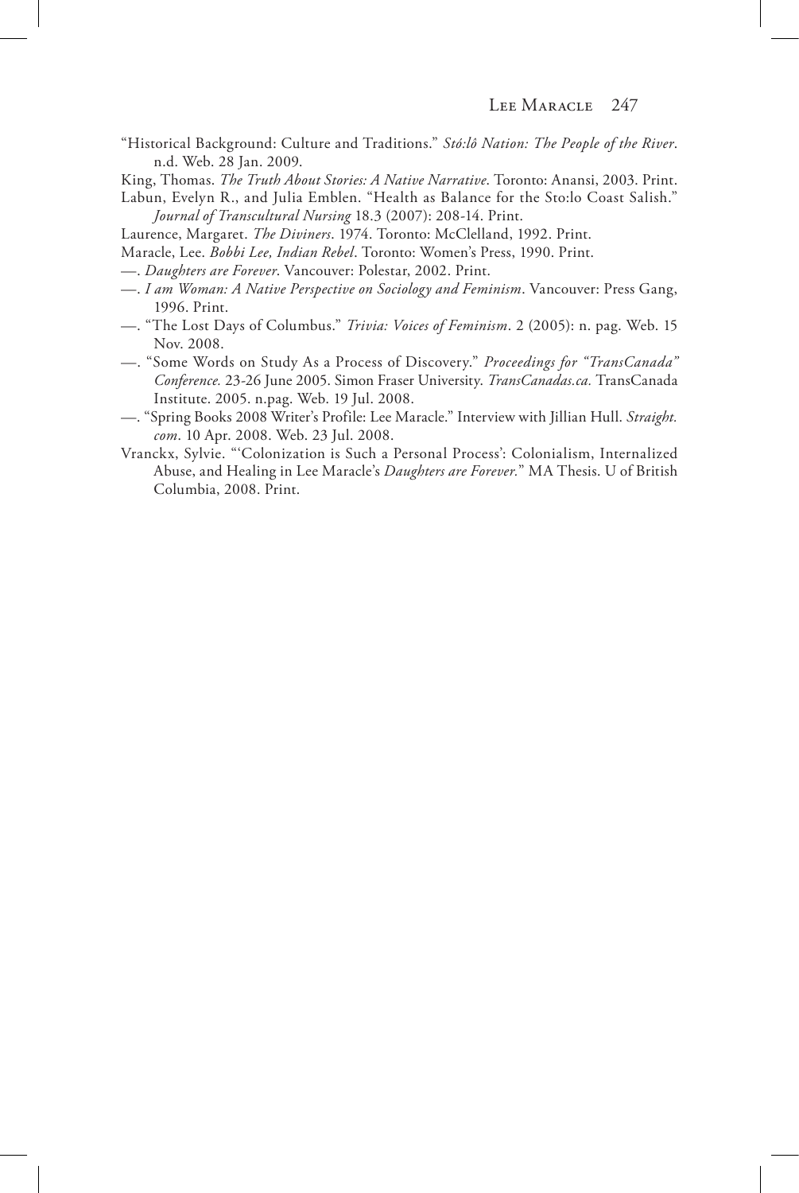"Historical Background: Culture and Traditions." *Stó:lô Nation: The People of the River*. n.d. Web. 28 Jan. 2009.

King, Thomas. *The Truth About Stories: A Native Narrative*. Toronto: Anansi, 2003. Print.

Labun, Evelyn R., and Julia Emblen. "Health as Balance for the Sto:lo Coast Salish." *Journal of Transcultural Nursing* 18.3 (2007): 208-14. Print.

Laurence, Margaret. *The Diviners*. 1974. Toronto: McClelland, 1992. Print.

Maracle, Lee. *Bobbi Lee, Indian Rebel*. Toronto: Women's Press, 1990. Print.

—. *Daughters are Forever*. Vancouver: Polestar, 2002. Print.

—. *I am Woman: A Native Perspective on Sociology and Feminism*. Vancouver: Press Gang, 1996. Print.

—. "The Lost Days of Columbus." *Trivia: Voices of Feminism*. 2 (2005): n. pag. Web. 15 Nov. 2008.

—. "Some Words on Study As a Process of Discovery." *Proceedings for "TransCanada" Conference.* 23-26 June 2005. Simon Fraser University. *TransCanadas.ca.* TransCanada Institute. 2005. n.pag. Web. 19 Jul. 2008.

—. "Spring Books 2008 Writer's Profile: Lee Maracle." Interview with Jillian Hull. *Straight.com*. 10 Apr. 2008. Web. 23 Jul. 2008.

Vranckx, Sylvie. "'Colonization is Such a Personal Process': Colonialism, Internalized Abuse, and Healing in Lee Maracle's *Daughters are Forever.*" MA Thesis. U of British Columbia, 2008. Print.